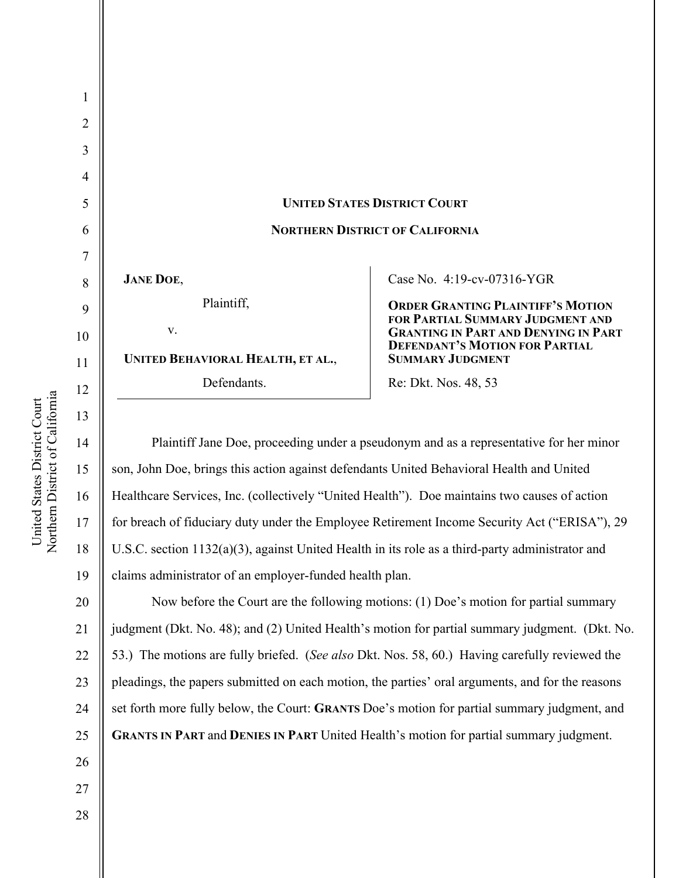**UNITED STATES DISTRICT COURT**

**NORTHERN DISTRICT OF CALIFORNIA**

| | |
|---|---|
| **JANE DOE**,<br><br>Plaintiff,<br><br>v.<br><br>**UNITED BEHAVIORAL HEALTH, ET AL.**,<br><br>Defendants. | Case No. 4:19-cv-07316-YGR<br><br>**ORDER GRANTING PLAINTIFF'S MOTION FOR PARTIAL SUMMARY JUDGMENT AND GRANTING IN PART AND DENYING IN PART DEFENDANT'S MOTION FOR PARTIAL SUMMARY JUDGMENT**<br><br>Re: Dkt. Nos. 48, 53 |

Plaintiff Jane Doe, proceeding under a pseudonym and as a representative for her minor son, John Doe, brings this action against defendants United Behavioral Health and United Healthcare Services, Inc. (collectively "United Health"). Doe maintains two causes of action for breach of fiduciary duty under the Employee Retirement Income Security Act ("ERISA"), 29 U.S.C. section 1132(a)(3), against United Health in its role as a third-party administrator and claims administrator of an employer-funded health plan.

Now before the Court are the following motions: (1) Doe's motion for partial summary judgment (Dkt. No. 48); and (2) United Health's motion for partial summary judgment. (Dkt. No. 53.) The motions are fully briefed. (*See also* Dkt. Nos. 58, 60.) Having carefully reviewed the pleadings, the papers submitted on each motion, the parties' oral arguments, and for the reasons set forth more fully below, the Court: **GRANTS** Doe's motion for partial summary judgment, and **GRANTS IN PART** and **DENIES IN PART** United Health's motion for partial summary judgment.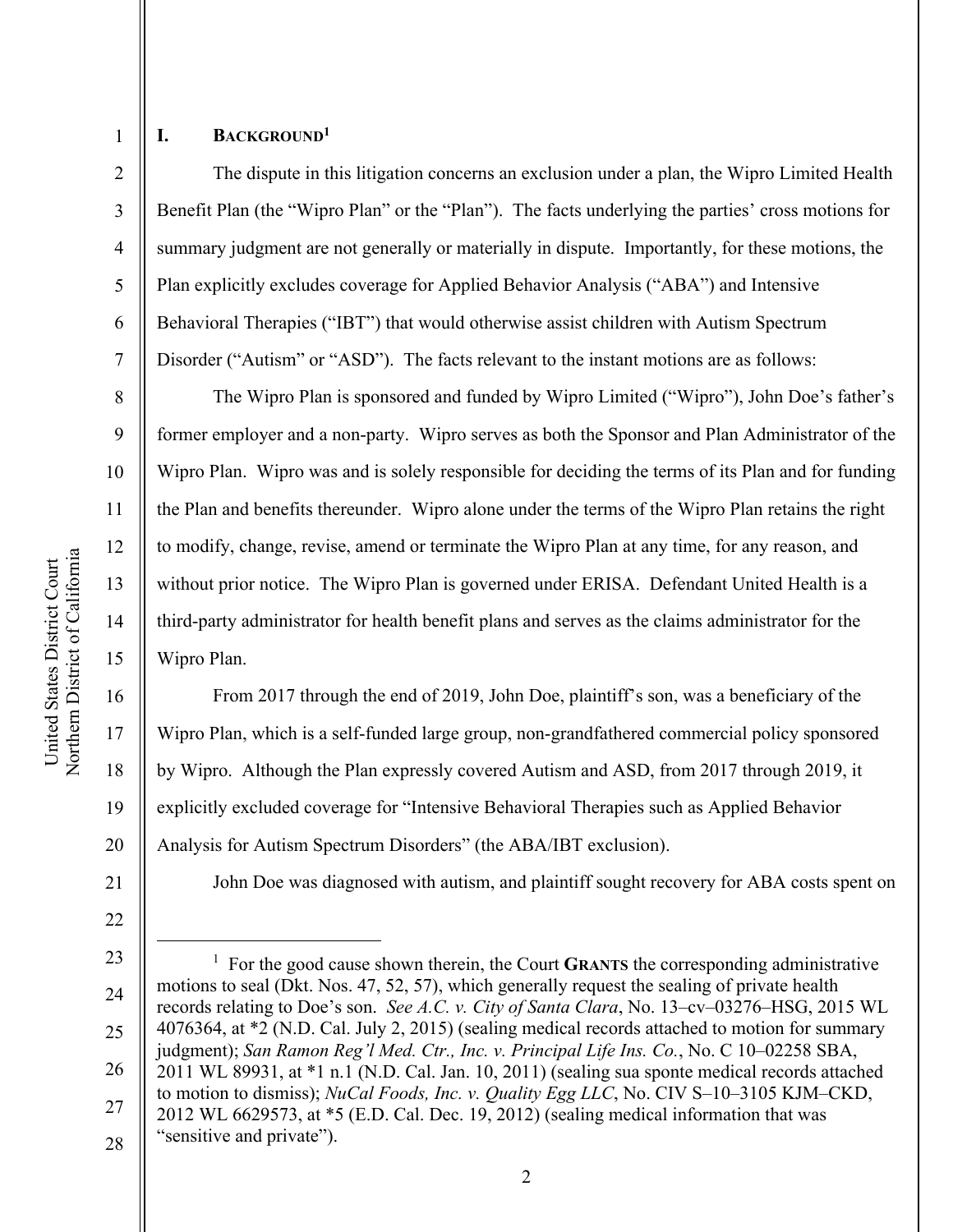## I. BACKGROUND[1]

The dispute in this litigation concerns an exclusion under a plan, the Wipro Limited Health Benefit Plan (the "Wipro Plan" or the "Plan"). The facts underlying the parties' cross motions for summary judgment are not generally or materially in dispute. Importantly, for these motions, the Plan explicitly excludes coverage for Applied Behavior Analysis ("ABA") and Intensive Behavioral Therapies ("IBT") that would otherwise assist children with Autism Spectrum Disorder ("Autism" or "ASD"). The facts relevant to the instant motions are as follows:

The Wipro Plan is sponsored and funded by Wipro Limited ("Wipro"), John Doe's father's former employer and a non-party. Wipro serves as both the Sponsor and Plan Administrator of the Wipro Plan. Wipro was and is solely responsible for deciding the terms of its Plan and for funding the Plan and benefits thereunder. Wipro alone under the terms of the Wipro Plan retains the right to modify, change, revise, amend or terminate the Wipro Plan at any time, for any reason, and without prior notice. The Wipro Plan is governed under ERISA. Defendant United Health is a third-party administrator for health benefit plans and serves as the claims administrator for the Wipro Plan.

From 2017 through the end of 2019, John Doe, plaintiff's son, was a beneficiary of the Wipro Plan, which is a self-funded large group, non-grandfathered commercial policy sponsored by Wipro. Although the Plan expressly covered Autism and ASD, from 2017 through 2019, it explicitly excluded coverage for "Intensive Behavioral Therapies such as Applied Behavior Analysis for Autism Spectrum Disorders" (the ABA/IBT exclusion).

John Doe was diagnosed with autism, and plaintiff sought recovery for ABA costs spent on

---

[1] For the good cause shown therein, the Court **GRANTS** the corresponding administrative motions to seal (Dkt. Nos. 47, 52, 57), which generally request the sealing of private health records relating to Doe's son. *See A.C. v. City of Santa Clara*, No. 13–cv–03276–HSG, 2015 WL 4076364, at *2 (N.D. Cal. July 2, 2015) (sealing medical records attached to motion for summary judgment); *San Ramon Reg'l Med. Ctr., Inc. v. Principal Life Ins. Co.*, No. C 10–02258 SBA, 2011 WL 89931, at *1 n.1 (N.D. Cal. Jan. 10, 2011) (sealing sua sponte medical records attached to motion to dismiss); *NuCal Foods, Inc. v. Quality Egg LLC*, No. CIV S–10–3105 KJM–CKD, 2012 WL 6629573, at *5 (E.D. Cal. Dec. 19, 2012) (sealing medical information that was "sensitive and private").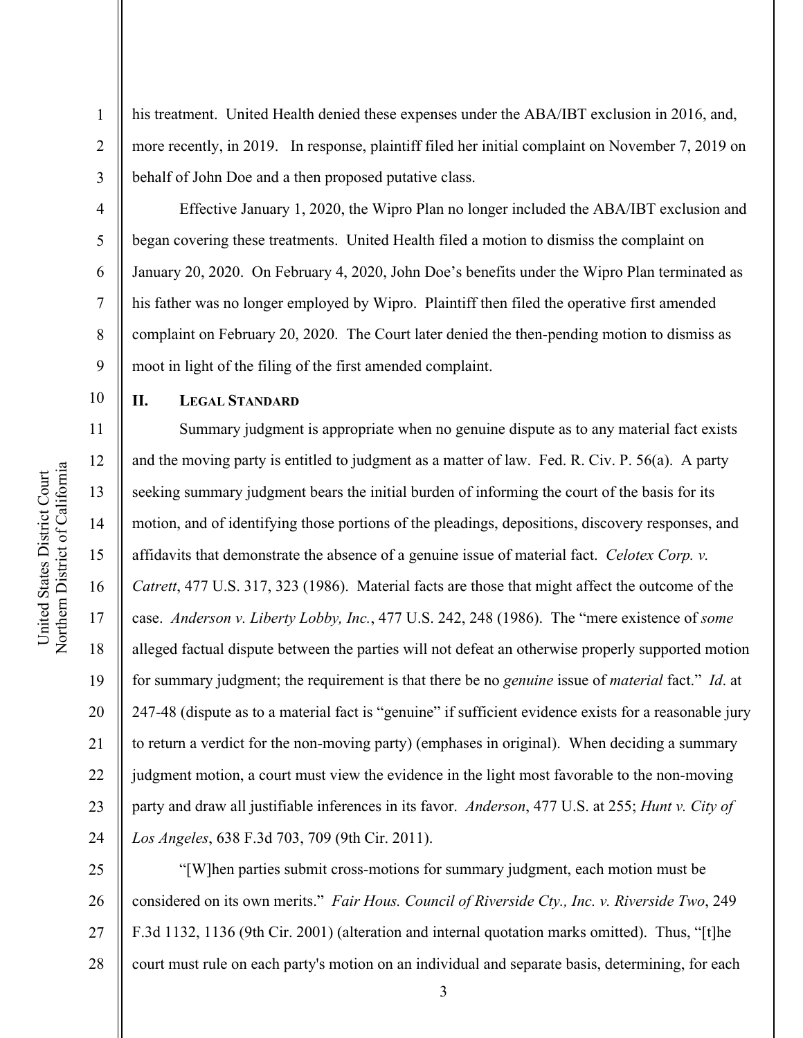his treatment. United Health denied these expenses under the ABA/IBT exclusion in 2016, and, more recently, in 2019. In response, plaintiff filed her initial complaint on November 7, 2019 on behalf of John Doe and a then proposed putative class.

Effective January 1, 2020, the Wipro Plan no longer included the ABA/IBT exclusion and began covering these treatments. United Health filed a motion to dismiss the complaint on January 20, 2020. On February 4, 2020, John Doe's benefits under the Wipro Plan terminated as his father was no longer employed by Wipro. Plaintiff then filed the operative first amended complaint on February 20, 2020. The Court later denied the then-pending motion to dismiss as moot in light of the filing of the first amended complaint.

## II. Legal Standard

Summary judgment is appropriate when no genuine dispute as to any material fact exists and the moving party is entitled to judgment as a matter of law. Fed. R. Civ. P. 56(a). A party seeking summary judgment bears the initial burden of informing the court of the basis for its motion, and of identifying those portions of the pleadings, depositions, discovery responses, and affidavits that demonstrate the absence of a genuine issue of material fact. *Celotex Corp. v. Catrett*, 477 U.S. 317, 323 (1986). Material facts are those that might affect the outcome of the case. *Anderson v. Liberty Lobby, Inc.*, 477 U.S. 242, 248 (1986). The "mere existence of *some* alleged factual dispute between the parties will not defeat an otherwise properly supported motion for summary judgment; the requirement is that there be no *genuine* issue of *material* fact." *Id*. at 247-48 (dispute as to a material fact is "genuine" if sufficient evidence exists for a reasonable jury to return a verdict for the non-moving party) (emphases in original). When deciding a summary judgment motion, a court must view the evidence in the light most favorable to the non-moving party and draw all justifiable inferences in its favor. *Anderson*, 477 U.S. at 255; *Hunt v. City of Los Angeles*, 638 F.3d 703, 709 (9th Cir. 2011).

"[W]hen parties submit cross-motions for summary judgment, each motion must be considered on its own merits." *Fair Hous. Council of Riverside Cty., Inc. v. Riverside Two*, 249 F.3d 1132, 1136 (9th Cir. 2001) (alteration and internal quotation marks omitted). Thus, "[t]he court must rule on each party's motion on an individual and separate basis, determining, for each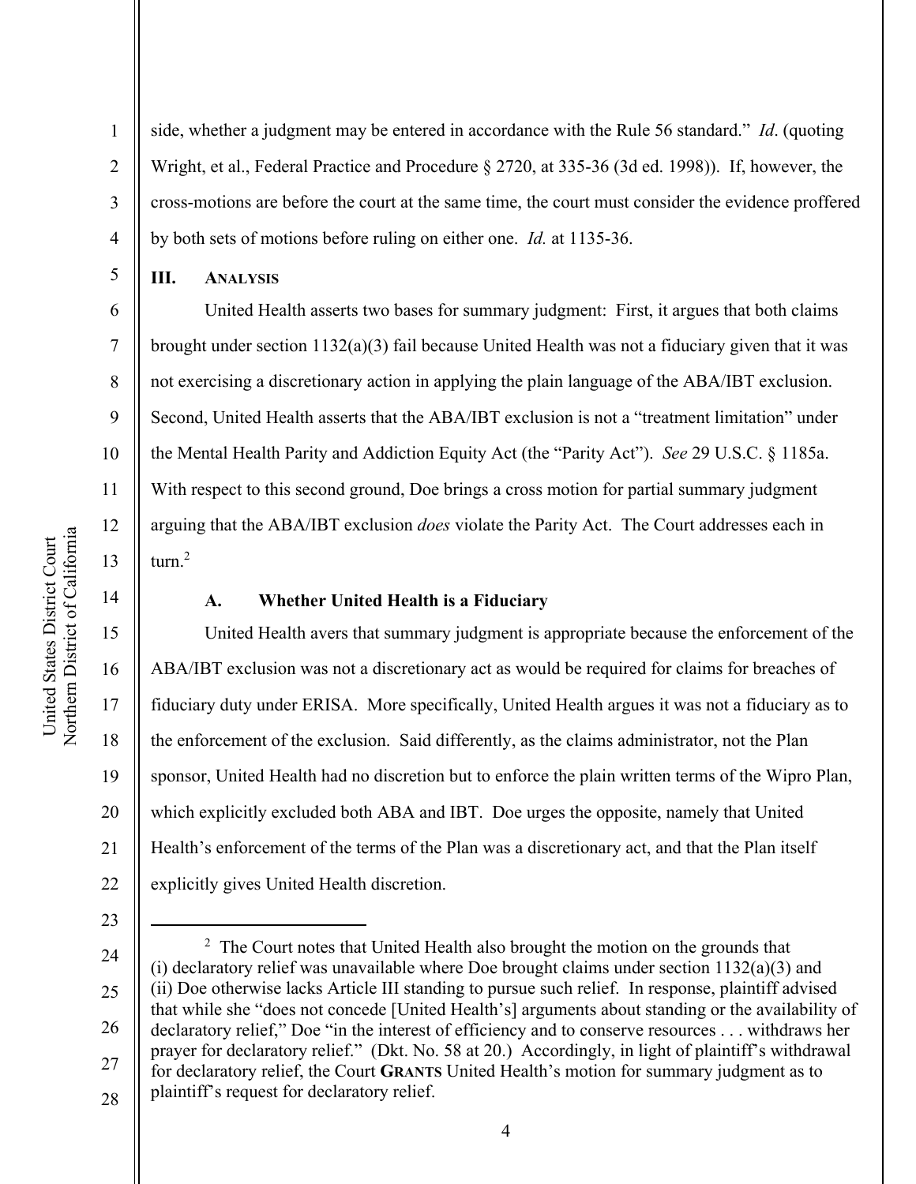side, whether a judgment may be entered in accordance with the Rule 56 standard." *Id*. (quoting Wright, et al., Federal Practice and Procedure § 2720, at 335-36 (3d ed. 1998)). If, however, the cross-motions are before the court at the same time, the court must consider the evidence proffered by both sets of motions before ruling on either one. *Id.* at 1135-36.

## III. ANALYSIS

United Health asserts two bases for summary judgment: First, it argues that both claims brought under section 1132(a)(3) fail because United Health was not a fiduciary given that it was not exercising a discretionary action in applying the plain language of the ABA/IBT exclusion. Second, United Health asserts that the ABA/IBT exclusion is not a "treatment limitation" under the Mental Health Parity and Addiction Equity Act (the "Parity Act"). *See* 29 U.S.C. § 1185a. With respect to this second ground, Doe brings a cross motion for partial summary judgment arguing that the ABA/IBT exclusion *does* violate the Parity Act. The Court addresses each in turn.[2]

### A. Whether United Health is a Fiduciary

United Health avers that summary judgment is appropriate because the enforcement of the ABA/IBT exclusion was not a discretionary act as would be required for claims for breaches of fiduciary duty under ERISA. More specifically, United Health argues it was not a fiduciary as to the enforcement of the exclusion. Said differently, as the claims administrator, not the Plan sponsor, United Health had no discretion but to enforce the plain written terms of the Wipro Plan, which explicitly excluded both ABA and IBT. Doe urges the opposite, namely that United Health's enforcement of the terms of the Plan was a discretionary act, and that the Plan itself explicitly gives United Health discretion.

---

[2] The Court notes that United Health also brought the motion on the grounds that (i) declaratory relief was unavailable where Doe brought claims under section 1132(a)(3) and (ii) Doe otherwise lacks Article III standing to pursue such relief. In response, plaintiff advised that while she "does not concede [United Health's] arguments about standing or the availability of declaratory relief," Doe "in the interest of efficiency and to conserve resources . . . withdraws her prayer for declaratory relief." (Dkt. No. 58 at 20.) Accordingly, in light of plaintiff's withdrawal for declaratory relief, the Court **GRANTS** United Health's motion for summary judgment as to plaintiff's request for declaratory relief.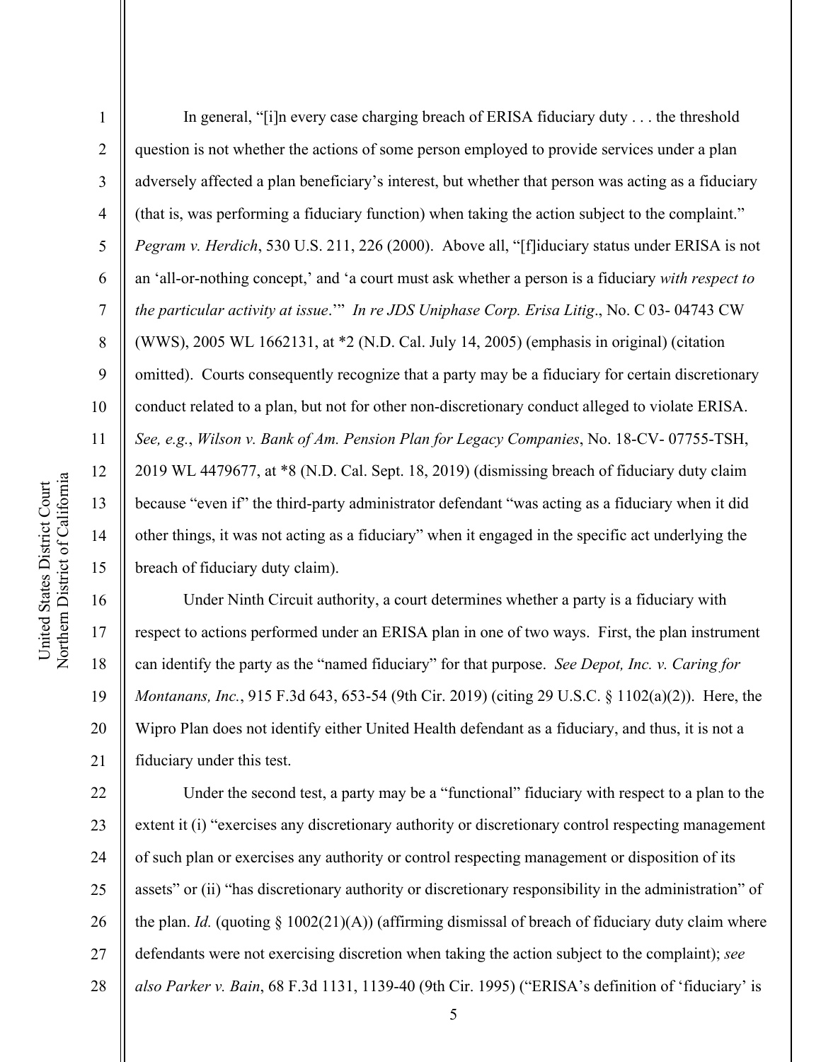In general, "[i]n every case charging breach of ERISA fiduciary duty . . . the threshold question is not whether the actions of some person employed to provide services under a plan adversely affected a plan beneficiary's interest, but whether that person was acting as a fiduciary (that is, was performing a fiduciary function) when taking the action subject to the complaint." *Pegram v. Herdich*, 530 U.S. 211, 226 (2000). Above all, "[f]iduciary status under ERISA is not an 'all-or-nothing concept,' and 'a court must ask whether a person is a fiduciary *with respect to the particular activity at issue*.'" *In re JDS Uniphase Corp. Erisa Litig*., No. C 03- 04743 CW (WWS), 2005 WL 1662131, at *2 (N.D. Cal. July 14, 2005) (emphasis in original) (citation omitted). Courts consequently recognize that a party may be a fiduciary for certain discretionary conduct related to a plan, but not for other non-discretionary conduct alleged to violate ERISA. *See, e.g.*, *Wilson v. Bank of Am. Pension Plan for Legacy Companies*, No. 18-CV- 07755-TSH, 2019 WL 4479677, at *8 (N.D. Cal. Sept. 18, 2019) (dismissing breach of fiduciary duty claim because "even if" the third-party administrator defendant "was acting as a fiduciary when it did other things, it was not acting as a fiduciary" when it engaged in the specific act underlying the breach of fiduciary duty claim).

Under Ninth Circuit authority, a court determines whether a party is a fiduciary with respect to actions performed under an ERISA plan in one of two ways. First, the plan instrument can identify the party as the "named fiduciary" for that purpose. *See Depot, Inc. v. Caring for Montanans, Inc.*, 915 F.3d 643, 653-54 (9th Cir. 2019) (citing 29 U.S.C. § 1102(a)(2)). Here, the Wipro Plan does not identify either United Health defendant as a fiduciary, and thus, it is not a fiduciary under this test.

Under the second test, a party may be a "functional" fiduciary with respect to a plan to the extent it (i) "exercises any discretionary authority or discretionary control respecting management of such plan or exercises any authority or control respecting management or disposition of its assets" or (ii) "has discretionary authority or discretionary responsibility in the administration" of the plan. *Id.* (quoting § 1002(21)(A)) (affirming dismissal of breach of fiduciary duty claim where defendants were not exercising discretion when taking the action subject to the complaint); *see also Parker v. Bain*, 68 F.3d 1131, 1139-40 (9th Cir. 1995) ("ERISA's definition of 'fiduciary' is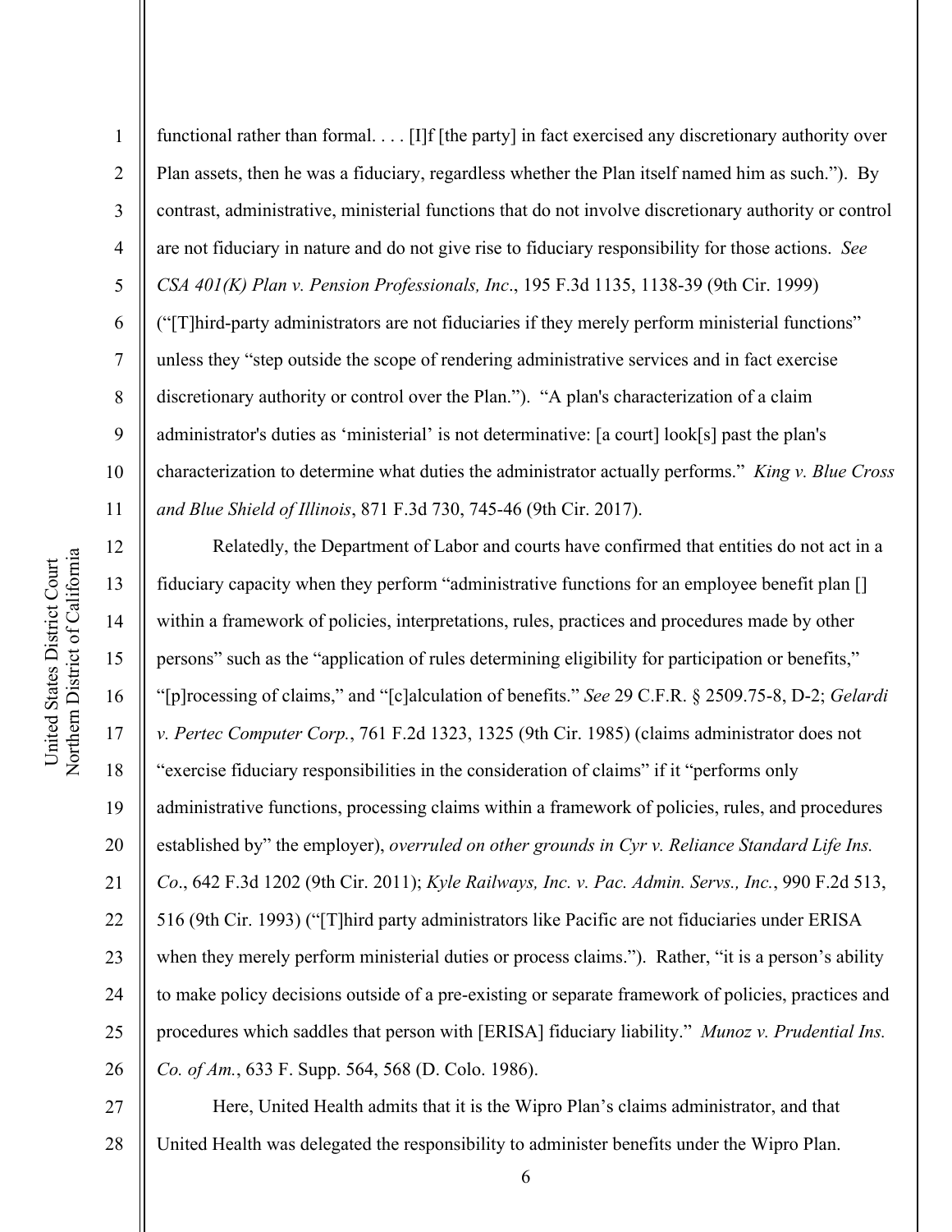functional rather than formal. . . . [I]f [the party] in fact exercised any discretionary authority over Plan assets, then he was a fiduciary, regardless whether the Plan itself named him as such."). By contrast, administrative, ministerial functions that do not involve discretionary authority or control are not fiduciary in nature and do not give rise to fiduciary responsibility for those actions. *See CSA 401(K) Plan v. Pension Professionals, Inc*., 195 F.3d 1135, 1138-39 (9th Cir. 1999) ("[T]hird-party administrators are not fiduciaries if they merely perform ministerial functions" unless they "step outside the scope of rendering administrative services and in fact exercise discretionary authority or control over the Plan."). "A plan's characterization of a claim administrator's duties as 'ministerial' is not determinative: [a court] look[s] past the plan's characterization to determine what duties the administrator actually performs." *King v. Blue Cross and Blue Shield of Illinois*, 871 F.3d 730, 745-46 (9th Cir. 2017).

Relatedly, the Department of Labor and courts have confirmed that entities do not act in a fiduciary capacity when they perform "administrative functions for an employee benefit plan [] within a framework of policies, interpretations, rules, practices and procedures made by other persons" such as the "application of rules determining eligibility for participation or benefits," "[p]rocessing of claims," and "[c]alculation of benefits." *See* 29 C.F.R. § 2509.75-8, D-2; *Gelardi v. Pertec Computer Corp.*, 761 F.2d 1323, 1325 (9th Cir. 1985) (claims administrator does not "exercise fiduciary responsibilities in the consideration of claims" if it "performs only administrative functions, processing claims within a framework of policies, rules, and procedures established by" the employer), *overruled on other grounds in Cyr v. Reliance Standard Life Ins. Co*., 642 F.3d 1202 (9th Cir. 2011); *Kyle Railways, Inc. v. Pac. Admin. Servs., Inc.*, 990 F.2d 513, 516 (9th Cir. 1993) ("[T]hird party administrators like Pacific are not fiduciaries under ERISA when they merely perform ministerial duties or process claims."). Rather, "it is a person's ability to make policy decisions outside of a pre-existing or separate framework of policies, practices and procedures which saddles that person with [ERISA] fiduciary liability." *Munoz v. Prudential Ins. Co. of Am.*, 633 F. Supp. 564, 568 (D. Colo. 1986).

Here, United Health admits that it is the Wipro Plan's claims administrator, and that United Health was delegated the responsibility to administer benefits under the Wipro Plan.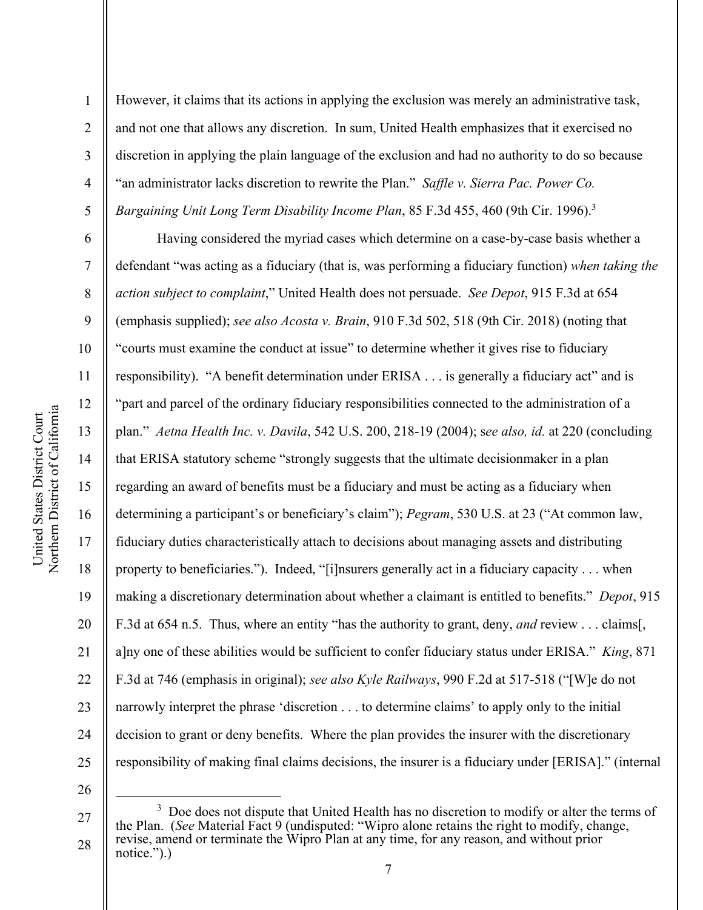However, it claims that its actions in applying the exclusion was merely an administrative task, and not one that allows any discretion. In sum, United Health emphasizes that it exercised no discretion in applying the plain language of the exclusion and had no authority to do so because "an administrator lacks discretion to rewrite the Plan." *Saffle v. Sierra Pac. Power Co. Bargaining Unit Long Term Disability Income Plan*, 85 F.3d 455, 460 (9th Cir. 1996).[3]

Having considered the myriad cases which determine on a case-by-case basis whether a defendant "was acting as a fiduciary (that is, was performing a fiduciary function) *when taking the action subject to complaint*," United Health does not persuade. *See Depot*, 915 F.3d at 654 (emphasis supplied); *see also Acosta v. Brain*, 910 F.3d 502, 518 (9th Cir. 2018) (noting that "courts must examine the conduct at issue" to determine whether it gives rise to fiduciary responsibility). "A benefit determination under ERISA . . . is generally a fiduciary act" and is "part and parcel of the ordinary fiduciary responsibilities connected to the administration of a plan." *Aetna Health Inc. v. Davila*, 542 U.S. 200, 218-19 (2004); s*ee also, id.* at 220 (concluding that ERISA statutory scheme "strongly suggests that the ultimate decisionmaker in a plan regarding an award of benefits must be a fiduciary and must be acting as a fiduciary when determining a participant's or beneficiary's claim"); *Pegram*, 530 U.S. at 23 ("At common law, fiduciary duties characteristically attach to decisions about managing assets and distributing property to beneficiaries."). Indeed, "[i]nsurers generally act in a fiduciary capacity . . . when making a discretionary determination about whether a claimant is entitled to benefits." *Depot*, 915 F.3d at 654 n.5. Thus, where an entity "has the authority to grant, deny, *and* review . . . claims[, a]ny one of these abilities would be sufficient to confer fiduciary status under ERISA." *King*, 871 F.3d at 746 (emphasis in original); *see also Kyle Railways*, 990 F.2d at 517-518 ("[W]e do not narrowly interpret the phrase 'discretion . . . to determine claims' to apply only to the initial decision to grant or deny benefits. Where the plan provides the insurer with the discretionary responsibility of making final claims decisions, the insurer is a fiduciary under [ERISA]." (internal

---

[3] Doe does not dispute that United Health has no discretion to modify or alter the terms of the Plan. (*See* Material Fact 9 (undisputed: "Wipro alone retains the right to modify, change, revise, amend or terminate the Wipro Plan at any time, for any reason, and without prior notice.").)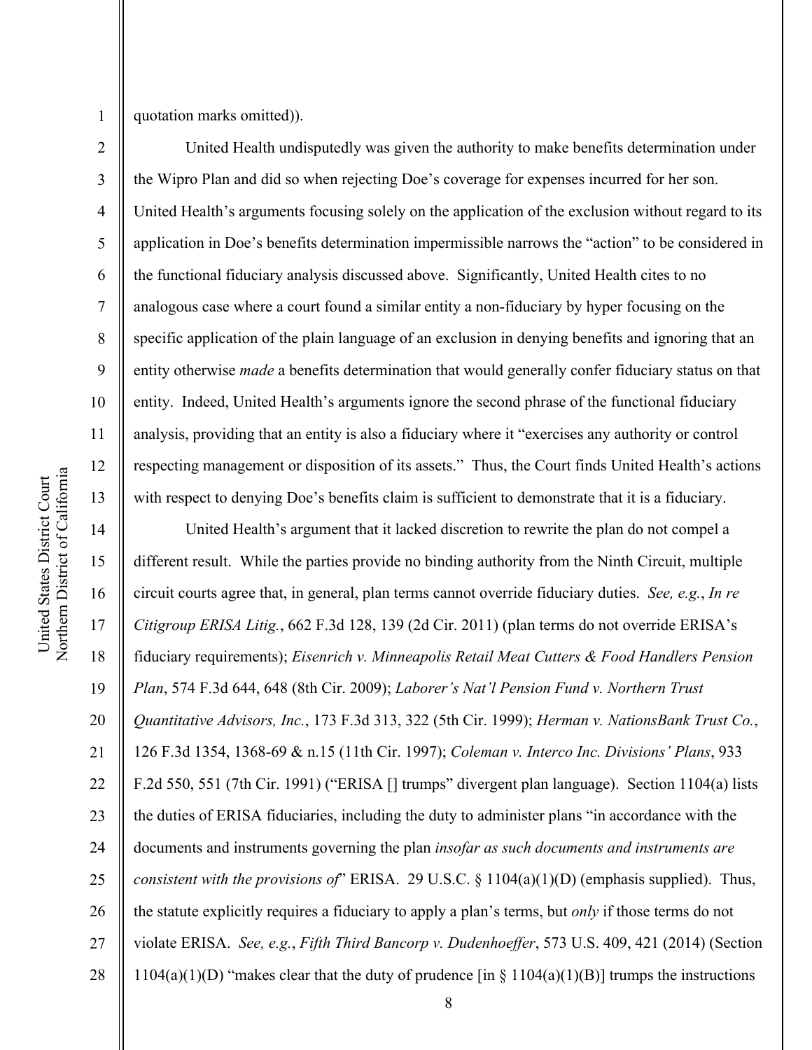quotation marks omitted)).

United Health undisputedly was given the authority to make benefits determination under the Wipro Plan and did so when rejecting Doe's coverage for expenses incurred for her son. United Health's arguments focusing solely on the application of the exclusion without regard to its application in Doe's benefits determination impermissible narrows the "action" to be considered in the functional fiduciary analysis discussed above. Significantly, United Health cites to no analogous case where a court found a similar entity a non-fiduciary by hyper focusing on the specific application of the plain language of an exclusion in denying benefits and ignoring that an entity otherwise *made* a benefits determination that would generally confer fiduciary status on that entity. Indeed, United Health's arguments ignore the second phrase of the functional fiduciary analysis, providing that an entity is also a fiduciary where it "exercises any authority or control respecting management or disposition of its assets." Thus, the Court finds United Health's actions with respect to denying Doe's benefits claim is sufficient to demonstrate that it is a fiduciary.

United Health's argument that it lacked discretion to rewrite the plan do not compel a different result. While the parties provide no binding authority from the Ninth Circuit, multiple circuit courts agree that, in general, plan terms cannot override fiduciary duties. *See, e.g.*, *In re Citigroup ERISA Litig.*, 662 F.3d 128, 139 (2d Cir. 2011) (plan terms do not override ERISA's fiduciary requirements); *Eisenrich v. Minneapolis Retail Meat Cutters & Food Handlers Pension Plan*, 574 F.3d 644, 648 (8th Cir. 2009); *Laborer's Nat'l Pension Fund v. Northern Trust Quantitative Advisors, Inc.*, 173 F.3d 313, 322 (5th Cir. 1999); *Herman v. NationsBank Trust Co.*, 126 F.3d 1354, 1368-69 & n.15 (11th Cir. 1997); *Coleman v. Interco Inc. Divisions' Plans*, 933 F.2d 550, 551 (7th Cir. 1991) ("ERISA [] trumps" divergent plan language). Section 1104(a) lists the duties of ERISA fiduciaries, including the duty to administer plans "in accordance with the documents and instruments governing the plan *insofar as such documents and instruments are consistent with the provisions of*" ERISA. 29 U.S.C. § 1104(a)(1)(D) (emphasis supplied). Thus, the statute explicitly requires a fiduciary to apply a plan's terms, but *only* if those terms do not violate ERISA. *See, e.g.*, *Fifth Third Bancorp v. Dudenhoeffer*, 573 U.S. 409, 421 (2014) (Section 1104(a)(1)(D) "makes clear that the duty of prudence [in § 1104(a)(1)(B)] trumps the instructions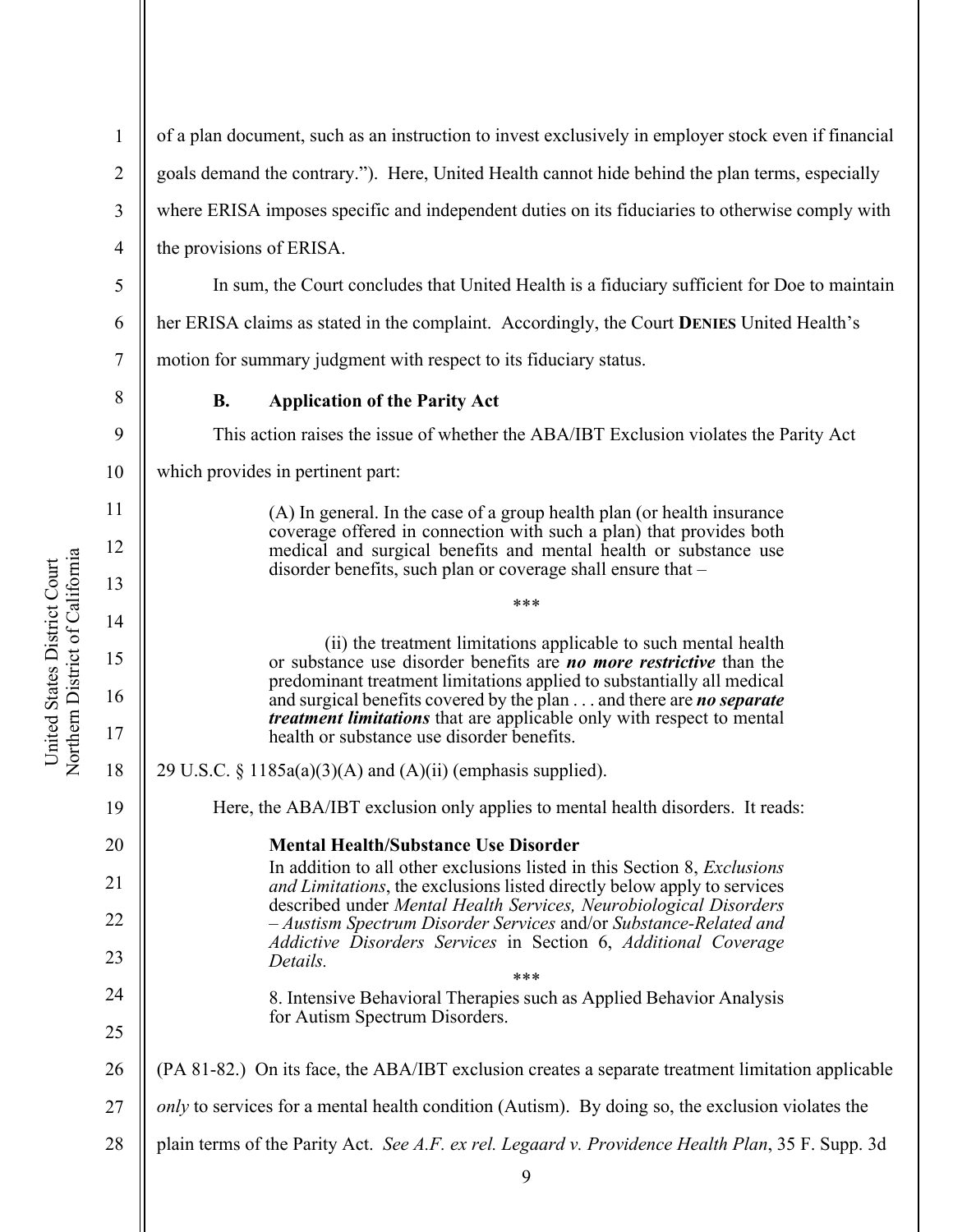of a plan document, such as an instruction to invest exclusively in employer stock even if financial goals demand the contrary."). Here, United Health cannot hide behind the plan terms, especially where ERISA imposes specific and independent duties on its fiduciaries to otherwise comply with the provisions of ERISA.

In sum, the Court concludes that United Health is a fiduciary sufficient for Doe to maintain her ERISA claims as stated in the complaint. Accordingly, the Court **DENIES** United Health's motion for summary judgment with respect to its fiduciary status.

**B. Application of the Parity Act**

This action raises the issue of whether the ABA/IBT Exclusion violates the Parity Act which provides in pertinent part:

> (A) In general. In the case of a group health plan (or health insurance coverage offered in connection with such a plan) that provides both medical and surgical benefits and mental health or substance use disorder benefits, such plan or coverage shall ensure that –
>
> \*\*\*
>
> (ii) the treatment limitations applicable to such mental health or substance use disorder benefits are ***no more restrictive*** than the predominant treatment limitations applied to substantially all medical and surgical benefits covered by the plan . . . and there are ***no separate treatment limitations*** that are applicable only with respect to mental health or substance use disorder benefits.

29 U.S.C. § 1185a(a)(3)(A) and (A)(ii) (emphasis supplied).

Here, the ABA/IBT exclusion only applies to mental health disorders. It reads:

> **Mental Health/Substance Use Disorder**
> In addition to all other exclusions listed in this Section 8, *Exclusions and Limitations*, the exclusions listed directly below apply to services described under *Mental Health Services, Neurobiological Disorders – Austism Spectrum Disorder Services* and/or *Substance-Related and Addictive Disorders Services* in Section 6, *Additional Coverage Details.*
>
> \*\*\*
>
> 8. Intensive Behavioral Therapies such as Applied Behavior Analysis for Autism Spectrum Disorders.

(PA 81-82.) On its face, the ABA/IBT exclusion creates a separate treatment limitation applicable *only* to services for a mental health condition (Autism). By doing so, the exclusion violates the plain terms of the Parity Act. *See A.F. ex rel. Legaard v. Providence Health Plan*, 35 F. Supp. 3d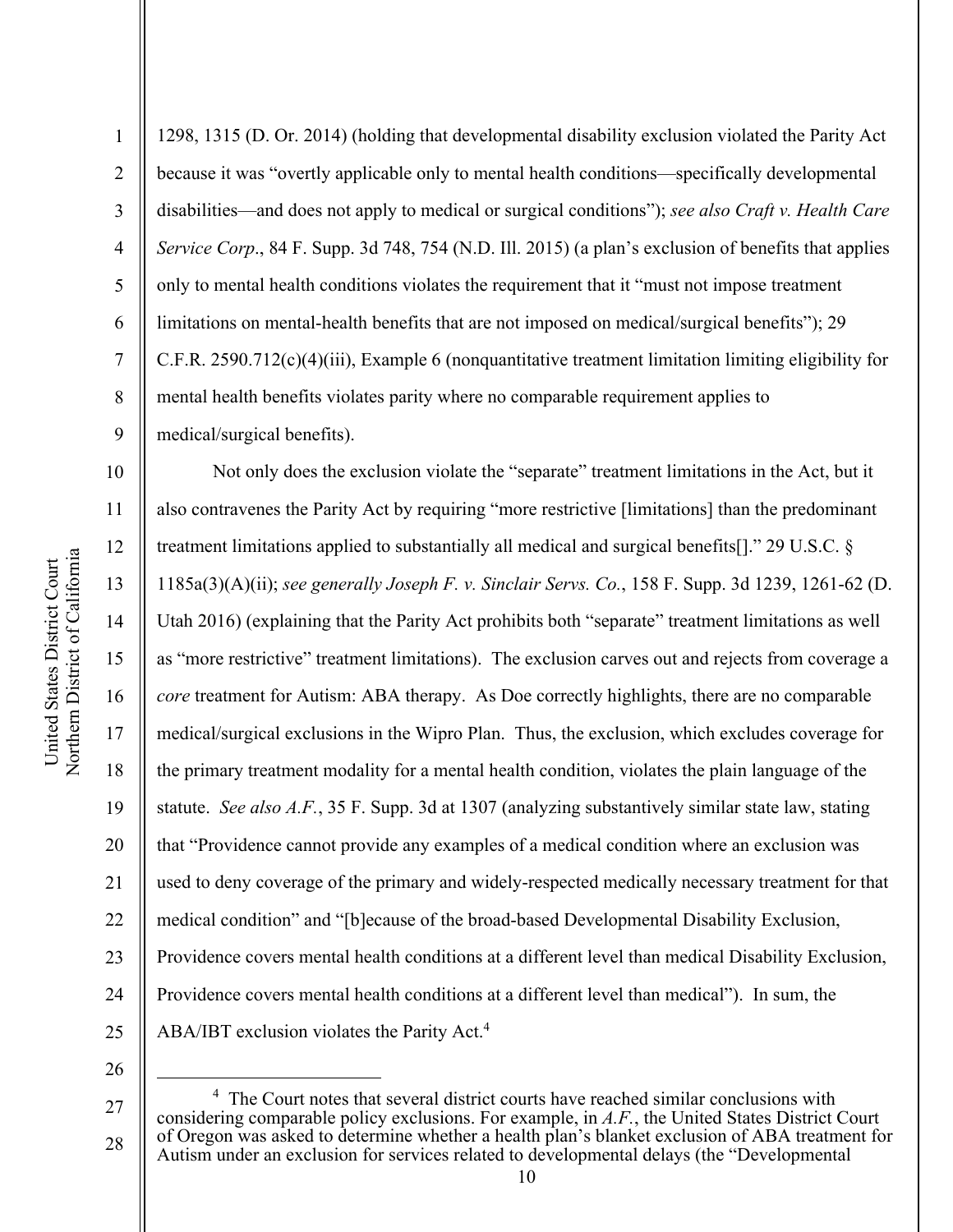1298, 1315 (D. Or. 2014) (holding that developmental disability exclusion violated the Parity Act because it was "overtly applicable only to mental health conditions—specifically developmental disabilities—and does not apply to medical or surgical conditions"); *see also Craft v. Health Care Service Corp*., 84 F. Supp. 3d 748, 754 (N.D. Ill. 2015) (a plan's exclusion of benefits that applies only to mental health conditions violates the requirement that it "must not impose treatment limitations on mental-health benefits that are not imposed on medical/surgical benefits"); 29 C.F.R. 2590.712(c)(4)(iii), Example 6 (nonquantitative treatment limitation limiting eligibility for mental health benefits violates parity where no comparable requirement applies to medical/surgical benefits).

Not only does the exclusion violate the "separate" treatment limitations in the Act, but it also contravenes the Parity Act by requiring "more restrictive [limitations] than the predominant treatment limitations applied to substantially all medical and surgical benefits[]." 29 U.S.C. § 1185a(3)(A)(ii); *see generally Joseph F. v. Sinclair Servs. Co.*, 158 F. Supp. 3d 1239, 1261-62 (D. Utah 2016) (explaining that the Parity Act prohibits both "separate" treatment limitations as well as "more restrictive" treatment limitations). The exclusion carves out and rejects from coverage a *core* treatment for Autism: ABA therapy. As Doe correctly highlights, there are no comparable medical/surgical exclusions in the Wipro Plan. Thus, the exclusion, which excludes coverage for the primary treatment modality for a mental health condition, violates the plain language of the statute. *See also A.F.*, 35 F. Supp. 3d at 1307 (analyzing substantively similar state law, stating that "Providence cannot provide any examples of a medical condition where an exclusion was used to deny coverage of the primary and widely-respected medically necessary treatment for that medical condition" and "[b]ecause of the broad-based Developmental Disability Exclusion, Providence covers mental health conditions at a different level than medical Disability Exclusion, Providence covers mental health conditions at a different level than medical"). In sum, the ABA/IBT exclusion violates the Parity Act.[4]

---

[4] The Court notes that several district courts have reached similar conclusions with considering comparable policy exclusions. For example, in *A.F.*, the United States District Court of Oregon was asked to determine whether a health plan's blanket exclusion of ABA treatment for Autism under an exclusion for services related to developmental delays (the "Developmental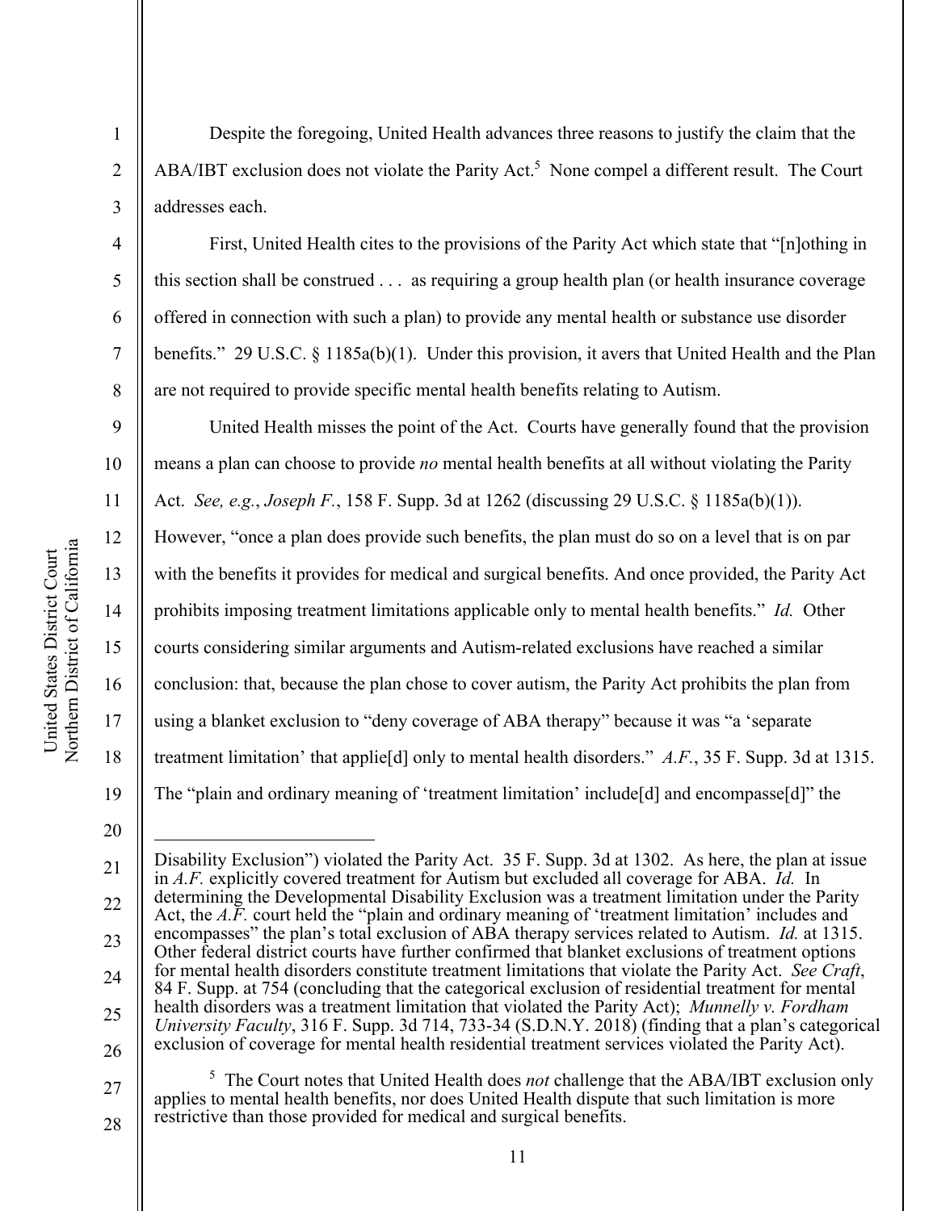Despite the foregoing, United Health advances three reasons to justify the claim that the ABA/IBT exclusion does not violate the Parity Act.[5] None compel a different result. The Court addresses each.

First, United Health cites to the provisions of the Parity Act which state that "[n]othing in this section shall be construed . . . as requiring a group health plan (or health insurance coverage offered in connection with such a plan) to provide any mental health or substance use disorder benefits." 29 U.S.C. § 1185a(b)(1). Under this provision, it avers that United Health and the Plan are not required to provide specific mental health benefits relating to Autism.

United Health misses the point of the Act. Courts have generally found that the provision means a plan can choose to provide *no* mental health benefits at all without violating the Parity Act. *See, e.g.*, *Joseph F.*, 158 F. Supp. 3d at 1262 (discussing 29 U.S.C. § 1185a(b)(1)). However, "once a plan does provide such benefits, the plan must do so on a level that is on par with the benefits it provides for medical and surgical benefits. And once provided, the Parity Act prohibits imposing treatment limitations applicable only to mental health benefits." *Id.* Other courts considering similar arguments and Autism-related exclusions have reached a similar conclusion: that, because the plan chose to cover autism, the Parity Act prohibits the plan from using a blanket exclusion to "deny coverage of ABA therapy" because it was "a 'separate treatment limitation' that applie[d] only to mental health disorders." *A.F.*, 35 F. Supp. 3d at 1315. The "plain and ordinary meaning of 'treatment limitation' include[d] and encompasse[d]" the

---

Disability Exclusion") violated the Parity Act. 35 F. Supp. 3d at 1302. As here, the plan at issue in *A.F.* explicitly covered treatment for Autism but excluded all coverage for ABA. *Id.* In determining the Developmental Disability Exclusion was a treatment limitation under the Parity Act, the *A.F.* court held the "plain and ordinary meaning of 'treatment limitation' includes and encompasses" the plan's total exclusion of ABA therapy services related to Autism. *Id.* at 1315. Other federal district courts have further confirmed that blanket exclusions of treatment options for mental health disorders constitute treatment limitations that violate the Parity Act. *See Craft*, 84 F. Supp. at 754 (concluding that the categorical exclusion of residential treatment for mental health disorders was a treatment limitation that violated the Parity Act); *Munnelly v. Fordham University Faculty*, 316 F. Supp. 3d 714, 733-34 (S.D.N.Y. 2018) (finding that a plan's categorical exclusion of coverage for mental health residential treatment services violated the Parity Act).

[5] The Court notes that United Health does *not* challenge that the ABA/IBT exclusion only applies to mental health benefits, nor does United Health dispute that such limitation is more restrictive than those provided for medical and surgical benefits.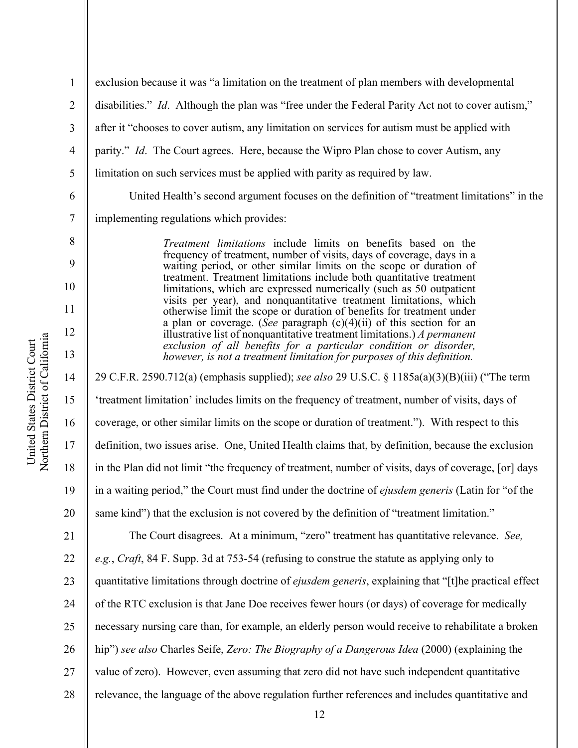exclusion because it was "a limitation on the treatment of plan members with developmental disabilities." *Id*. Although the plan was "free under the Federal Parity Act not to cover autism," after it "chooses to cover autism, any limitation on services for autism must be applied with parity." *Id*. The Court agrees. Here, because the Wipro Plan chose to cover Autism, any limitation on such services must be applied with parity as required by law.

United Health's second argument focuses on the definition of "treatment limitations" in the implementing regulations which provides:

> *Treatment limitations* include limits on benefits based on the frequency of treatment, number of visits, days of coverage, days in a waiting period, or other similar limits on the scope or duration of treatment. Treatment limitations include both quantitative treatment limitations, which are expressed numerically (such as 50 outpatient visits per year), and nonquantitative treatment limitations, which otherwise limit the scope or duration of benefits for treatment under a plan or coverage. (*See* paragraph (c)(4)(ii) of this section for an illustrative list of nonquantitative treatment limitations.) *A permanent exclusion of all benefits for a particular condition or disorder, however, is not a treatment limitation for purposes of this definition.*

29 C.F.R. 2590.712(a) (emphasis supplied); *see also* 29 U.S.C. § 1185a(a)(3)(B)(iii) ("The term 'treatment limitation' includes limits on the frequency of treatment, number of visits, days of coverage, or other similar limits on the scope or duration of treatment."). With respect to this definition, two issues arise. One, United Health claims that, by definition, because the exclusion in the Plan did not limit "the frequency of treatment, number of visits, days of coverage, [or] days in a waiting period," the Court must find under the doctrine of *ejusdem generis* (Latin for "of the same kind") that the exclusion is not covered by the definition of "treatment limitation."

The Court disagrees. At a minimum, "zero" treatment has quantitative relevance. *See, e.g.*, *Craft*, 84 F. Supp. 3d at 753-54 (refusing to construe the statute as applying only to quantitative limitations through doctrine of *ejusdem generis*, explaining that "[t]he practical effect of the RTC exclusion is that Jane Doe receives fewer hours (or days) of coverage for medically necessary nursing care than, for example, an elderly person would receive to rehabilitate a broken hip") *see also* Charles Seife, *Zero: The Biography of a Dangerous Idea* (2000) (explaining the value of zero). However, even assuming that zero did not have such independent quantitative relevance, the language of the above regulation further references and includes quantitative and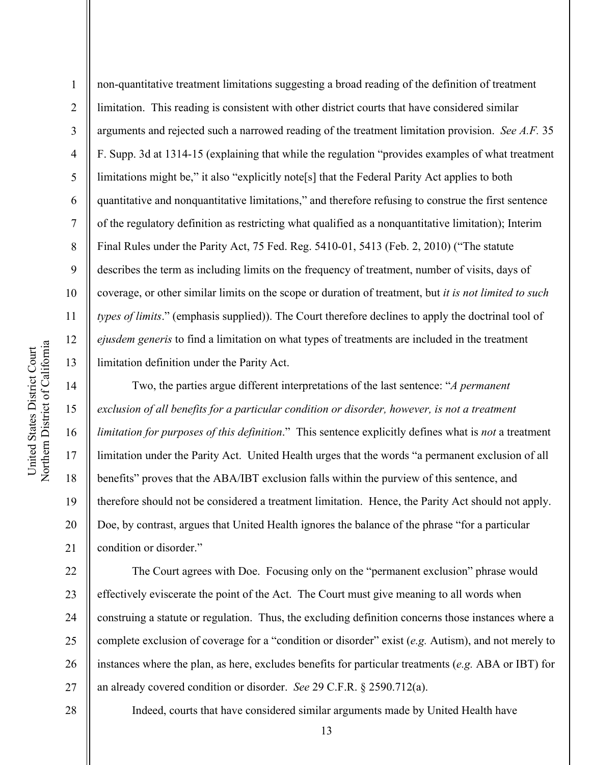non-quantitative treatment limitations suggesting a broad reading of the definition of treatment limitation. This reading is consistent with other district courts that have considered similar arguments and rejected such a narrowed reading of the treatment limitation provision. *See A.F.* 35 F. Supp. 3d at 1314-15 (explaining that while the regulation "provides examples of what treatment limitations might be," it also "explicitly note[s] that the Federal Parity Act applies to both quantitative and nonquantitative limitations," and therefore refusing to construe the first sentence of the regulatory definition as restricting what qualified as a nonquantitative limitation); Interim Final Rules under the Parity Act, 75 Fed. Reg. 5410-01, 5413 (Feb. 2, 2010) ("The statute describes the term as including limits on the frequency of treatment, number of visits, days of coverage, or other similar limits on the scope or duration of treatment, but *it is not limited to such types of limits*." (emphasis supplied)). The Court therefore declines to apply the doctrinal tool of *ejusdem generis* to find a limitation on what types of treatments are included in the treatment limitation definition under the Parity Act.

Two, the parties argue different interpretations of the last sentence: "*A permanent exclusion of all benefits for a particular condition or disorder, however, is not a treatment limitation for purposes of this definition*." This sentence explicitly defines what is *not* a treatment limitation under the Parity Act. United Health urges that the words "a permanent exclusion of all benefits" proves that the ABA/IBT exclusion falls within the purview of this sentence, and therefore should not be considered a treatment limitation. Hence, the Parity Act should not apply. Doe, by contrast, argues that United Health ignores the balance of the phrase "for a particular condition or disorder."

The Court agrees with Doe. Focusing only on the "permanent exclusion" phrase would effectively eviscerate the point of the Act. The Court must give meaning to all words when construing a statute or regulation. Thus, the excluding definition concerns those instances where a complete exclusion of coverage for a "condition or disorder" exist (*e.g.* Autism), and not merely to instances where the plan, as here, excludes benefits for particular treatments (*e.g.* ABA or IBT) for an already covered condition or disorder. *See* 29 C.F.R. § 2590.712(a).

Indeed, courts that have considered similar arguments made by United Health have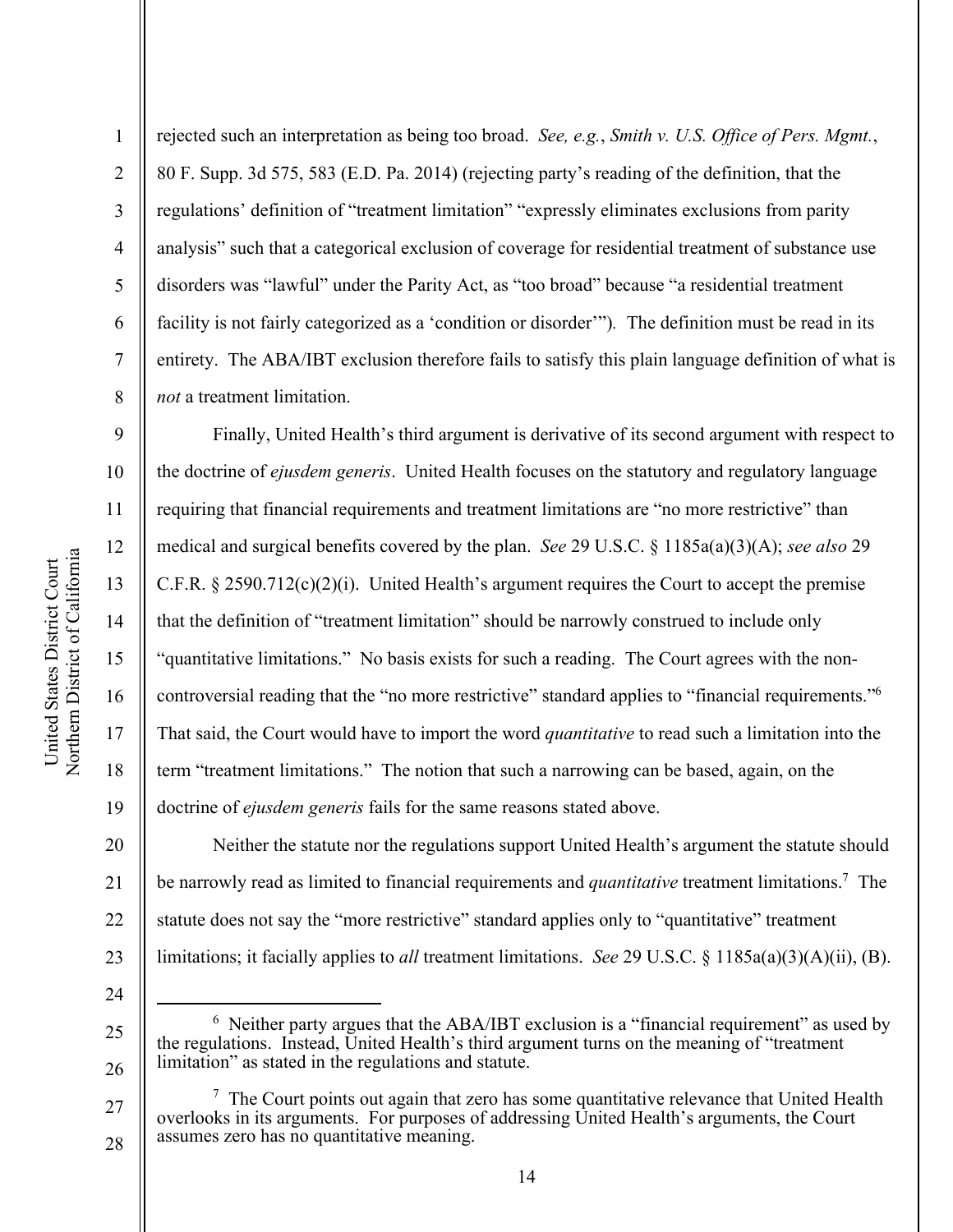rejected such an interpretation as being too broad. *See, e.g.*, *Smith v. U.S. Office of Pers. Mgmt.*, 80 F. Supp. 3d 575, 583 (E.D. Pa. 2014) (rejecting party's reading of the definition, that the regulations' definition of "treatment limitation" "expressly eliminates exclusions from parity analysis" such that a categorical exclusion of coverage for residential treatment of substance use disorders was "lawful" under the Parity Act, as "too broad" because "a residential treatment facility is not fairly categorized as a 'condition or disorder'"). The definition must be read in its entirety. The ABA/IBT exclusion therefore fails to satisfy this plain language definition of what is *not* a treatment limitation.

Finally, United Health's third argument is derivative of its second argument with respect to the doctrine of *ejusdem generis*. United Health focuses on the statutory and regulatory language requiring that financial requirements and treatment limitations are "no more restrictive" than medical and surgical benefits covered by the plan. *See* 29 U.S.C. § 1185a(a)(3)(A); *see also* 29 C.F.R. § 2590.712(c)(2)(i). United Health's argument requires the Court to accept the premise that the definition of "treatment limitation" should be narrowly construed to include only "quantitative limitations." No basis exists for such a reading. The Court agrees with the non-controversial reading that the "no more restrictive" standard applies to "financial requirements."[6] That said, the Court would have to import the word *quantitative* to read such a limitation into the term "treatment limitations." The notion that such a narrowing can be based, again, on the doctrine of *ejusdem generis* fails for the same reasons stated above.

Neither the statute nor the regulations support United Health's argument the statute should be narrowly read as limited to financial requirements and *quantitative* treatment limitations.[7] The statute does not say the "more restrictive" standard applies only to "quantitative" treatment limitations; it facially applies to *all* treatment limitations. *See* 29 U.S.C. § 1185a(a)(3)(A)(ii), (B).

---

[6] Neither party argues that the ABA/IBT exclusion is a "financial requirement" as used by the regulations. Instead, United Health's third argument turns on the meaning of "treatment limitation" as stated in the regulations and statute.

[7] The Court points out again that zero has some quantitative relevance that United Health overlooks in its arguments. For purposes of addressing United Health's arguments, the Court assumes zero has no quantitative meaning.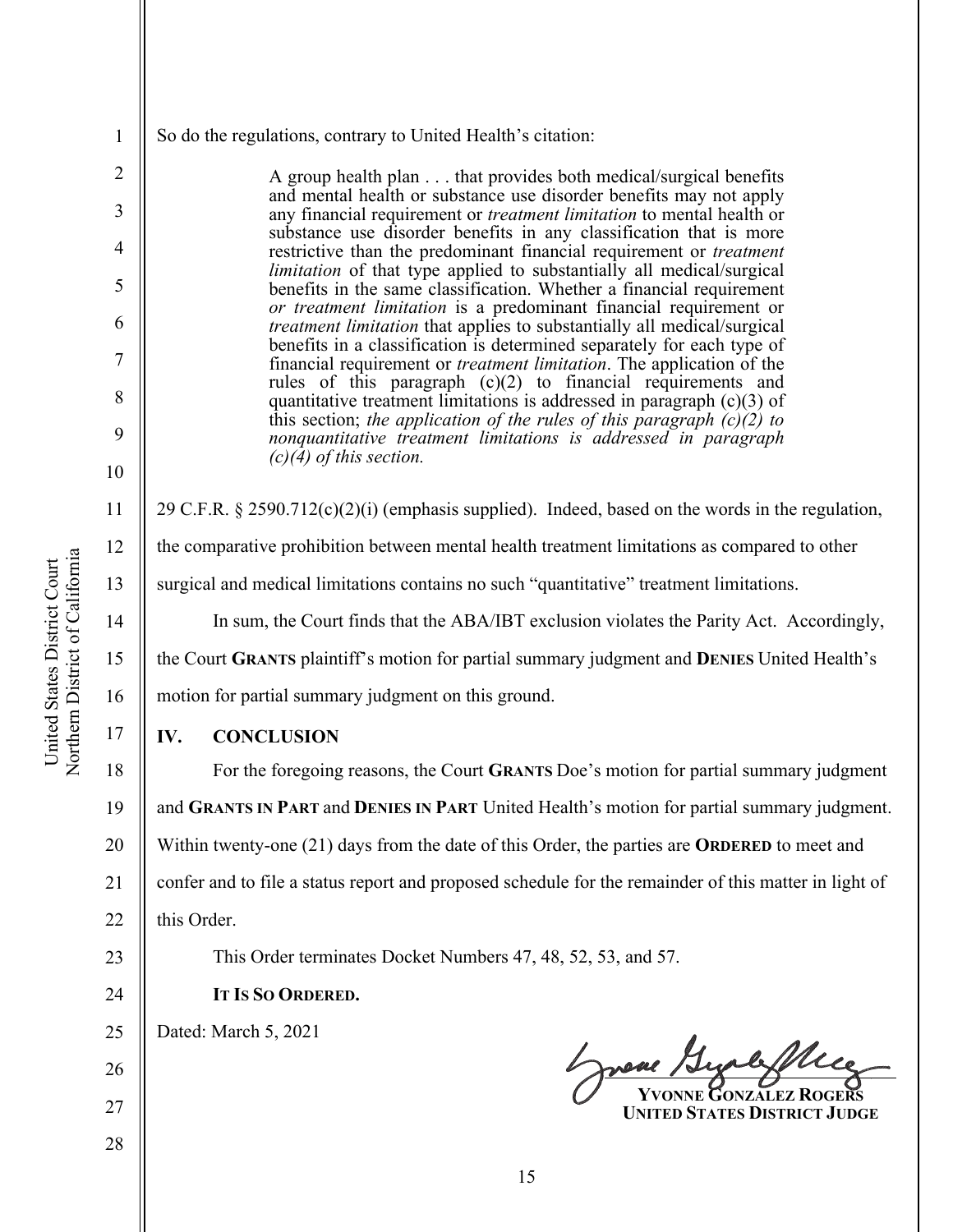So do the regulations, contrary to United Health's citation:

> A group health plan . . . that provides both medical/surgical benefits and mental health or substance use disorder benefits may not apply any financial requirement or *treatment limitation* to mental health or substance use disorder benefits in any classification that is more restrictive than the predominant financial requirement or *treatment limitation* of that type applied to substantially all medical/surgical benefits in the same classification. Whether a financial requirement *or treatment limitation* is a predominant financial requirement or *treatment limitation* that applies to substantially all medical/surgical benefits in a classification is determined separately for each type of financial requirement or *treatment limitation*. The application of the rules of this paragraph (c)(2) to financial requirements and quantitative treatment limitations is addressed in paragraph (c)(3) of this section; *the application of the rules of this paragraph (c)(2) to nonquantitative treatment limitations is addressed in paragraph (c)(4) of this section.*

29 C.F.R. § 2590.712(c)(2)(i) (emphasis supplied). Indeed, based on the words in the regulation, the comparative prohibition between mental health treatment limitations as compared to other surgical and medical limitations contains no such "quantitative" treatment limitations.

In sum, the Court finds that the ABA/IBT exclusion violates the Parity Act. Accordingly, the Court **GRANTS** plaintiff's motion for partial summary judgment and **DENIES** United Health's motion for partial summary judgment on this ground.

## IV. CONCLUSION

For the foregoing reasons, the Court **GRANTS** Doe's motion for partial summary judgment and **GRANTS IN PART** and **DENIES IN PART** United Health's motion for partial summary judgment. Within twenty-one (21) days from the date of this Order, the parties are **ORDERED** to meet and confer and to file a status report and proposed schedule for the remainder of this matter in light of this Order.

This Order terminates Docket Numbers 47, 48, 52, 53, and 57.

**IT IS SO ORDERED.**

Dated: March 5, 2021

**YVONNE GONZALEZ ROGERS**
**UNITED STATES DISTRICT JUDGE**